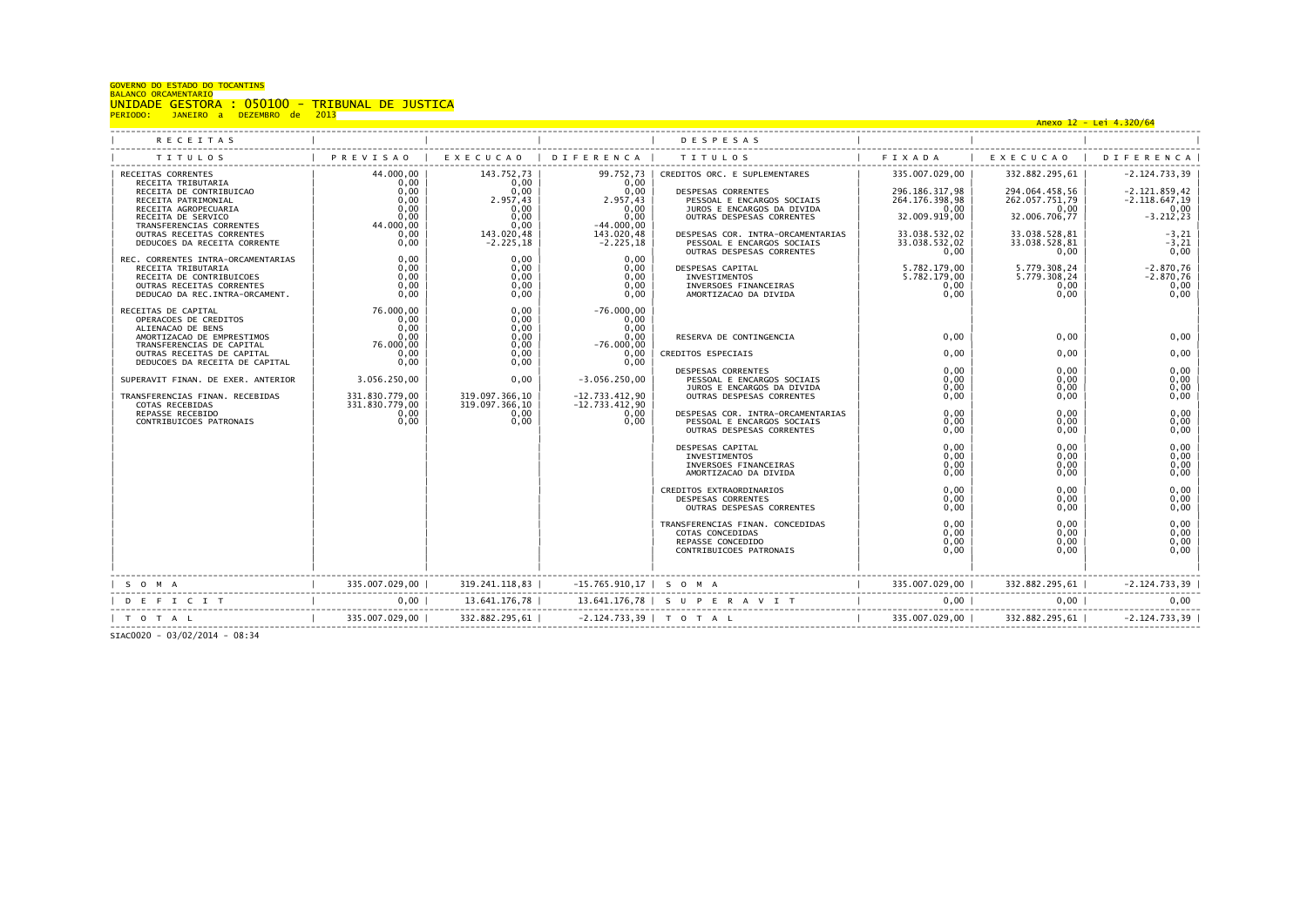GOVERNO DO ESTADO DO TOCANTINS
BALANCO ORCAMENTARIO
UNIDADE GESTORA : 050100 - TRIBUNAL DE JUSTICA
PERIODO: JANEIRO a DEZEMBRO de 2013

Anexo 12 - Lei 4.320/64

| RECEITAS | | | | DESPESAS | | | |
|---|---|---|---|---|---|---|---|
| TITULOS | PREVISAO | EXECUCAO | DIFERENCA | TITULOS | FIXADA | EXECUCAO | DIFERENCA |
| RECEITAS CORRENTES | 44.000,00 | 143.752,73 | 99.752,73 | CREDITOS ORC. E SUPLEMENTARES | 335.007.029,00 | 332.882.295,61 | -2.124.733,39 |
| RECEITA TRIBUTARIA | 0,00 | 0,00 | 0,00 | | | | |
| RECEITA DE CONTRIBUICAO | 0,00 | 0,00 | 0,00 | DESPESAS CORRENTES | 296.186.317,98 | 294.064.458,56 | -2.121.859,42 |
| RECEITA PATRIMONIAL | 0,00 | 2.957,43 | 2.957,43 | PESSOAL E ENCARGOS SOCIAIS | 264.176.398,98 | 262.057.751,79 | -2.118.647,19 |
| RECEITA AGROPECUARIA | 0,00 | 0,00 | 0,00 | JUROS E ENCARGOS DA DIVIDA | 0,00 | 0,00 | 0,00 |
| RECEITA DE SERVICO | 0,00 | 0,00 | 0,00 | OUTRAS DESPESAS CORRENTES | 32.009.919,00 | 32.006.706,77 | -3.212,23 |
| TRANSFERENCIAS CORRENTES | 44.000,00 | 0,00 | -44.000,00 | | | | |
| OUTRAS RECEITAS CORRENTES | 0,00 | 143.020,48 | 143.020,48 | DESPESAS COR. INTRA-ORCAMENTARIAS | 33.038.532,02 | 33.038.528,81 | -3,21 |
| DEDUCOES DA RECEITA CORRENTE | 0,00 | -2.225,18 | -2.225,18 | PESSOAL E ENCARGOS SOCIAIS | 33.038.532,02 | 33.038.528,81 | -3,21 |
| | | | | OUTRAS DESPESAS CORRENTES | 0,00 | 0,00 | 0,00 |
| REC. CORRENTES INTRA-ORCAMENTARIAS | 0,00 | 0,00 | 0,00 | | | | |
| RECEITA TRIBUTARIA | 0,00 | 0,00 | 0,00 | DESPESAS CAPITAL | 5.782.179,00 | 5.779.308,24 | -2.870,76 |
| RECEITA DE CONTRIBUICOES | 0,00 | 0,00 | 0,00 | INVESTIMENTOS | 5.782.179,00 | 5.779.308,24 | -2.870,76 |
| OUTRAS RECEITAS CORRENTES | 0,00 | 0,00 | 0,00 | INVERSOES FINANCEIRAS | 0,00 | 0,00 | 0,00 |
| DEDUCAO DA REC.INTRA-ORCAMENT. | 0,00 | 0,00 | 0,00 | AMORTIZACAO DA DIVIDA | 0,00 | 0,00 | 0,00 |
| RECEITAS DE CAPITAL | 76.000,00 | 0,00 | -76.000,00 | | | | |
| OPERACOES DE CREDITOS | 0,00 | 0,00 | 0,00 | | | | |
| ALIENACAO DE BENS | 0,00 | 0,00 | 0,00 | | | | |
| AMORTIZACAO DE EMPRESTIMOS | 0,00 | 0,00 | 0,00 | RESERVA DE CONTINGENCIA | 0,00 | 0,00 | 0,00 |
| TRANSFERENCIAS DE CAPITAL | 76.000,00 | 0,00 | -76.000,00 | | | | |
| OUTRAS RECEITAS DE CAPITAL | 0,00 | 0,00 | 0,00 | CREDITOS ESPECIAIS | 0,00 | 0,00 | 0,00 |
| DEDUCOES DA RECEITA DE CAPITAL | 0,00 | 0,00 | 0,00 | | | | |
| | | | | DESPESAS CORRENTES | 0,00 | 0,00 | 0,00 |
| SUPERAVIT FINAN. DE EXER. ANTERIOR | 3.056.250,00 | 0,00 | -3.056.250,00 | PESSOAL E ENCARGOS SOCIAIS | 0,00 | 0,00 | 0,00 |
| | | | | JUROS E ENCARGOS DA DIVIDA | 0,00 | 0,00 | 0,00 |
| TRANSFERENCIAS FINAN. RECEBIDAS | 331.830.779,00 | 319.097.366,10 | -12.733.412,90 | OUTRAS DESPESAS CORRENTES | 0,00 | 0,00 | 0,00 |
| COTAS RECEBIDAS | 331.830.779,00 | 319.097.366,10 | -12.733.412,90 | | | | |
| REPASSE RECEBIDO | 0,00 | 0,00 | 0,00 | DESPESAS COR. INTRA-ORCAMENTARIAS | 0,00 | 0,00 | 0,00 |
| CONTRIBUICOES PATRONAIS | 0,00 | 0,00 | 0,00 | PESSOAL E ENCARGOS SOCIAIS | 0,00 | 0,00 | 0,00 |
| | | | | OUTRAS DESPESAS CORRENTES | 0,00 | 0,00 | 0,00 |
| | | | | DESPESAS CAPITAL | 0,00 | 0,00 | 0,00 |
| | | | | INVESTIMENTOS | 0,00 | 0,00 | 0,00 |
| | | | | INVERSOES FINANCEIRAS | 0,00 | 0,00 | 0,00 |
| | | | | AMORTIZACAO DA DIVIDA | 0,00 | 0,00 | 0,00 |
| | | | | CREDITOS EXTRAORDINARIOS | 0,00 | 0,00 | 0,00 |
| | | | | DESPESAS CORRENTES | 0,00 | 0,00 | 0,00 |
| | | | | OUTRAS DESPESAS CORRENTES | 0,00 | 0,00 | 0,00 |
| | | | | TRANSFERENCIAS FINAN. CONCEDIDAS | 0,00 | 0,00 | 0,00 |
| | | | | COTAS CONCEDIDAS | 0,00 | 0,00 | 0,00 |
| | | | | REPASSE CONCEDIDO | 0,00 | 0,00 | 0,00 |
| | | | | CONTRIBUICOES PATRONAIS | 0,00 | 0,00 | 0,00 |
| S O M A | 335.007.029,00 | 319.241.118,83 | -15.765.910,17 | S O M A | 335.007.029,00 | 332.882.295,61 | -2.124.733,39 |
| D E F I C I T | 0,00 | 13.641.176,78 | 13.641.176,78 | S U P E R A V I T | 0,00 | 0,00 | 0,00 |
| T O T A L | 335.007.029,00 | 332.882.295,61 | -2.124.733,39 | T O T A L | 335.007.029,00 | 332.882.295,61 | -2.124.733,39 |

SIAC0020 - 03/02/2014 - 08:34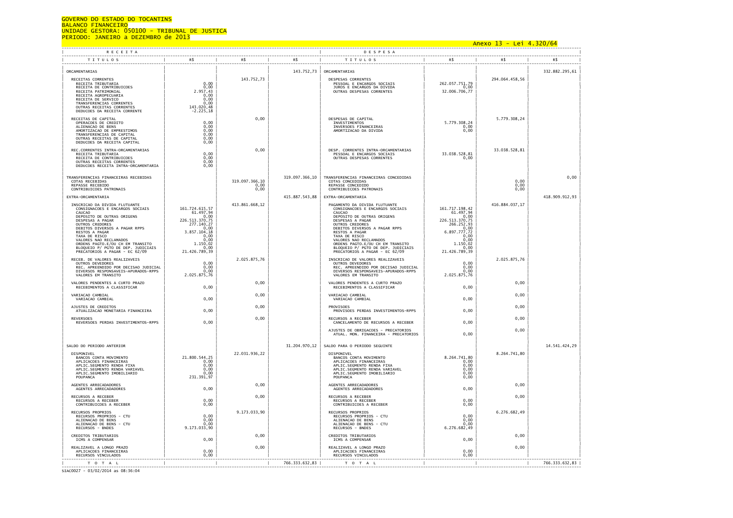GOVERNO DO ESTADO DO TOCANTINS
BALANCO FINANCEIRO
UNIDADE GESTORA: 050100 - TRIBUNAL DE JUSTICA
PERIODO: JANEIRO a DEZEMBRO de 2013

Anexo 13 - Lei 4.320/64

| RECEITA | | | | DESPESA | | | |
|---|---|---|---|---|---|---|---|
| TITULOS | R$ | R$ | R$ | TITULOS | R$ | R$ | R$ |
| ORCAMENTARIAS | | | 143.752,73 | ORCAMENTARIAS | | | 332.882.295,61 |
| RECEITAS CORRENTES | | 143.752,73 | | DESPESAS CORRENTES | | 294.064.458,56 | |
| RECEITA TRIBUTARIA | 0,00 | | | PESSOAL E ENCARGOS SOCIAIS | 262.057.751,79 | | |
| RECEITA DE CONTRIBUICOES | 0,00 | | | JUROS E ENCARGOS DA DIVIDA | 0,00 | | |
| RECEITA PATRIMONIAL | 2.957,43 | | | OUTRAS DESPESAS CORRENTES | 32.006.706,77 | | |
| RECEITA AGROPECUARIA | 0,00 | | | | | | |
| RECEITA DE SERVICO | 0,00 | | | | | | |
| TRANSFERENCIAS CORRENTES | 0,00 | | | | | | |
| OUTRAS RECEITAS CORRENTES | 143.020,48 | | | | | | |
| DEDUCOES DA RECEITA CORRENTE | -2.225,18 | | | | | | |
| RECEITAS DE CAPITAL | | 0,00 | | DESPESAS DE CAPITAL | | 5.779.308,24 | |
| OPERACOES DE CREDITO | 0,00 | | | INVESTIMENTOS | 5.779.308,24 | | |
| ALIENACAO DE BENS | 0,00 | | | INVERSOES FINANCEIRAS | 0,00 | | |
| AMORTIZACAO DE EMPRESTIMOS | 0,00 | | | AMORTIZACAO DA DIVIDA | 0,00 | | |
| TRANSFERENCIAS DE CAPITAL | 0,00 | | | | | | |
| OUTRAS RECEITAS DE CAPITAL | 0,00 | | | | | | |
| DEDUCOES DA RECEITA CAPITAL | 0,00 | | | | | | |
| REC.CORRENTES INTRA-ORCAMENTARIAS | | 0,00 | | DESP. CORRENTES INTRA-ORCAMENTARIAS | | 33.038.528,81 | |
| RECEITA TRIBUTARIA | 0,00 | | | PESSOAL E ENCARGOS SOCIAIS | 33.038.528,81 | | |
| RECEITA DE CONTRIBUICOES | 0,00 | | | OUTRAS DESPESAS CORRENTES | 0,00 | | |
| OUTRAS RECEITAS CORRENTES | 0,00 | | | | | | |
| DEDUCOES RECEITA INTRA-ORCAMENTARIA | 0,00 | | | | | | |
| TRANSFERENCIAS FINANCEIRAS RECEBIDAS | | | 319.097.366,10 | TRANSFERENCIAS FINANCEIRAS CONCEDIDAS | | | 0,00 |
| COTAS RECEBIDAS | | 319.097.366,10 | | COTAS CONCEDIDAS | | 0,00 | |
| REPASSE RECEBIDO | | 0,00 | | REPASSE CONCEDIDO | | 0,00 | |
| CONTRIBUICOES PATRONAIS | | 0,00 | | CONTRIBUICOES PATRONAIS | | 0,00 | |
| EXTRA-ORCAMENTARIA | | | 415.887.543,88 | EXTRA-ORCAMENTARIA | | | 418.909.912,93 |
| INSCRICAO DA DIVIDA FLUTUANTE | | 413.861.668,12 | | PAGAMENTO DA DIVIDA FLUTUANTE | | 416.884.037,17 | |
| CONSIGNACOES E ENCARGOS SOCIAIS | 161.724.615,57 | | | CONSIGNACOES E ENCARGOS SOCIAIS | 161.717.198,42 | | |
| CAUCAO | 61.497,94 | | | CAUCAO | 61.497,94 | | |
| DEPOSITO DE OUTRAS ORIGENS | 0,00 | | | DEPOSITO DE OUTRAS ORIGENS | 0,00 | | |
| DESPESAS A PAGAR | 226.513.370,75 | | | DESPESAS A PAGAR | 226.513.370,75 | | |
| OUTROS CREDORES | 277.140,27 | | | OUTROS CREDORES | 266.252,93 | | |
| DEBITOS DIVERSOS A PAGAR RPPS | 0,00 | | | DEBITOS DIVERSOS A PAGAR RPPS | 0,00 | | |
| RESTOS A PAGAR | 3.857.104,18 | | | RESTOS A PAGAR | 6.897.777,72 | | |
| TAXA DE RISCO | 0,00 | | | TAXA DE RISCO | 0,00 | | |
| VALORES NAO RECLAMADOS | 0,00 | | | VALORES NAO RECLAMADOS | 0,00 | | |
| ORDENS PAGTO.E/OU CH EM TRANSITO | 1.150,02 | | | ORDENS PAGTO.E/OU CH EM TRANSITO | 1.150,02 | | |
| BLOQUEIO P/ PGTO DE DEP. JUDICIAIS | 0,00 | | | BLOQUEIO P/ PGTO DE DEP. JUDICIAIS | 0,00 | | |
| PRECATORIOS A PAGAR - EC 62/09 | 21.426.789,39 | | | PRECATORIOS A PAGAR - EC 62/09 | 21.426.789,39 | | |
| RECEB. DE VALORES REALIZAVEIS | | 2.025.875,76 | | INSCRICAO DE VALORES REALIZAVEIS | | 2.025.875,76 | |
| OUTROS DEVEDORES | 0,00 | | | OUTROS DEVEDORES | 0,00 | | |
| REC. APREENDIDO POR DECISAO JUDICIAL | 0,00 | | | REC. APREENDIDO POR DECISAO JUDICIAL | 0,00 | | |
| DIVERSOS RESPONSAVEIS-APURADOS-RPPS | 0,00 | | | DIVERSOS RESPONSAVEIS-APURADOS-RPPS | 0,00 | | |
| VALORES EM TRANSITO | 2.025.875,76 | | | VALORES EM TRANSITO | 2.025.875,76 | | |
| VALORES PENDENTES A CURTO PRAZO | | 0,00 | | VALORES PENDENTES A CURTO PRAZO | | 0,00 | |
| RECEBIMENTOS A CLASSIFICAR | 0,00 | | | RECEBIMENTOS A CLASSIFICAR | 0,00 | | |
| VARIACAO CAMBIAL | | 0,00 | | VARIACAO CAMBIAL | | 0,00 | |
| VARIACAO CAMBIAL | 0,00 | | | VARIACAO CAMBIAL | 0,00 | | |
| AJUSTES DE CREDITOS | | 0,00 | | PROVISOES | | 0,00 | |
| ATUALIZACAO MONETARIA FINANCEIRA | 0,00 | | | PROVISOES PERDAS INVESTIMENTOS-RPPS | 0,00 | | |
| REVERSOES | | 0,00 | | RECURSOS A RECEBER | | 0,00 | |
| REVERSOES PERDAS INVESTIMENTOS-RPPS | 0,00 | | | CANCELAMENTO DE RECURSOS A RECEBER | 0,00 | | |
| | | | | AJUSTES DE OBRIGACOES - PRECATORIOS | | 0,00 | |
| | | | | ATUAL. MON. FINANCEIRA - PRECATORIOS | 0,00 | | |
| SALDO DO PERIODO ANTERIOR | | | 31.204.970,12 | SALDO PARA O PERIODO SEGUINTE | | | 14.541.424,29 |
| DISPONIVEL | | 22.031.936,22 | | DISPONIVEL | | 8.264.741,80 | |
| BANCOS CONTA MOVIMENTO | 21.800.544,25 | | | BANCOS CONTA MOVIMENTO | 8.264.741,80 | | |
| APLICACOES FINANCEIRAS | 0,00 | | | APLICACOES FINANCEIRAS | 0,00 | | |
| APLIC.SEGMENTO RENDA FIXA | 0,00 | | | APLIC.SEGMENTO RENDA FIXA | 0,00 | | |
| APLIC.SEGMENTO RENDA VARIAVEL | 0,00 | | | APLIC.SEGMENTO RENDA VARIAVEL | 0,00 | | |
| APLIC.SEGMENTO IMOBILIARIO | 0,00 | | | APLIC.SEGMENTO IMOBILIARIO | 0,00 | | |
| POUPANCA | 231.391,97 | | | POUPANCA | 0,00 | | |
| AGENTES ARRECADADORES | | 0,00 | | AGENTES ARRECADADORES | | 0,00 | |
| AGENTES ARRECADADORES | 0,00 | | | AGENTES ARRECADADORES | 0,00 | | |
| RECURSOS A RECEBER | | 0,00 | | RECURSOS A RECEBER | | 0,00 | |
| RECURSOS A RECEBER | 0,00 | | | RECURSOS A RECEBER | 0,00 | | |
| CONTRIBUICOES A RECEBER | 0,00 | | | CONTRIBUICOES A RECEBER | 0,00 | | |
| RECURSOS PROPRIOS | | 9.173.033,90 | | RECURSOS PROPRIOS | | 6.276.682,49 | |
| RECURSOS PROPRIOS - CTU | 0,00 | | | RECURSOS PROPRIOS - CTU | 0,00 | | |
| ALIENACAO DE BENS | 0,00 | | | ALIENACAO DE BENS | 0,00 | | |
| ALIENACAO DE BENS - CTU | 0,00 | | | ALIENACAO DE BENS - CTU | 0,00 | | |
| RECURSOS - BNDES | 9.173.033,90 | | | RECURSOS - BNDES | 6.276.682,49 | | |
| CREDITOS TRIBUTARIOS | | 0,00 | | CREDITOS TRIBUTARIOS | | 0,00 | |
| ICMS A COMPENSAR | 0,00 | | | ICMS A COMPENSAR | 0,00 | | |
| REALIZAVEL A LONGO PRAZO | | 0,00 | | REALIZAVEL A LONGO PRAZO | | 0,00 | |
| APLICACOES FINANCEIRAS | 0,00 | | | APLICACOES FINANCEIRAS | 0,00 | | |
| RECURSOS VINCULADOS | 0,00 | | | RECURSOS VINCULADOS | 0,00 | | |
| TOTAL | | | 766.333.632,83 | TOTAL | | | 766.333.632,83 |

SIAC0027 - 03/02/2014 as 08:36:04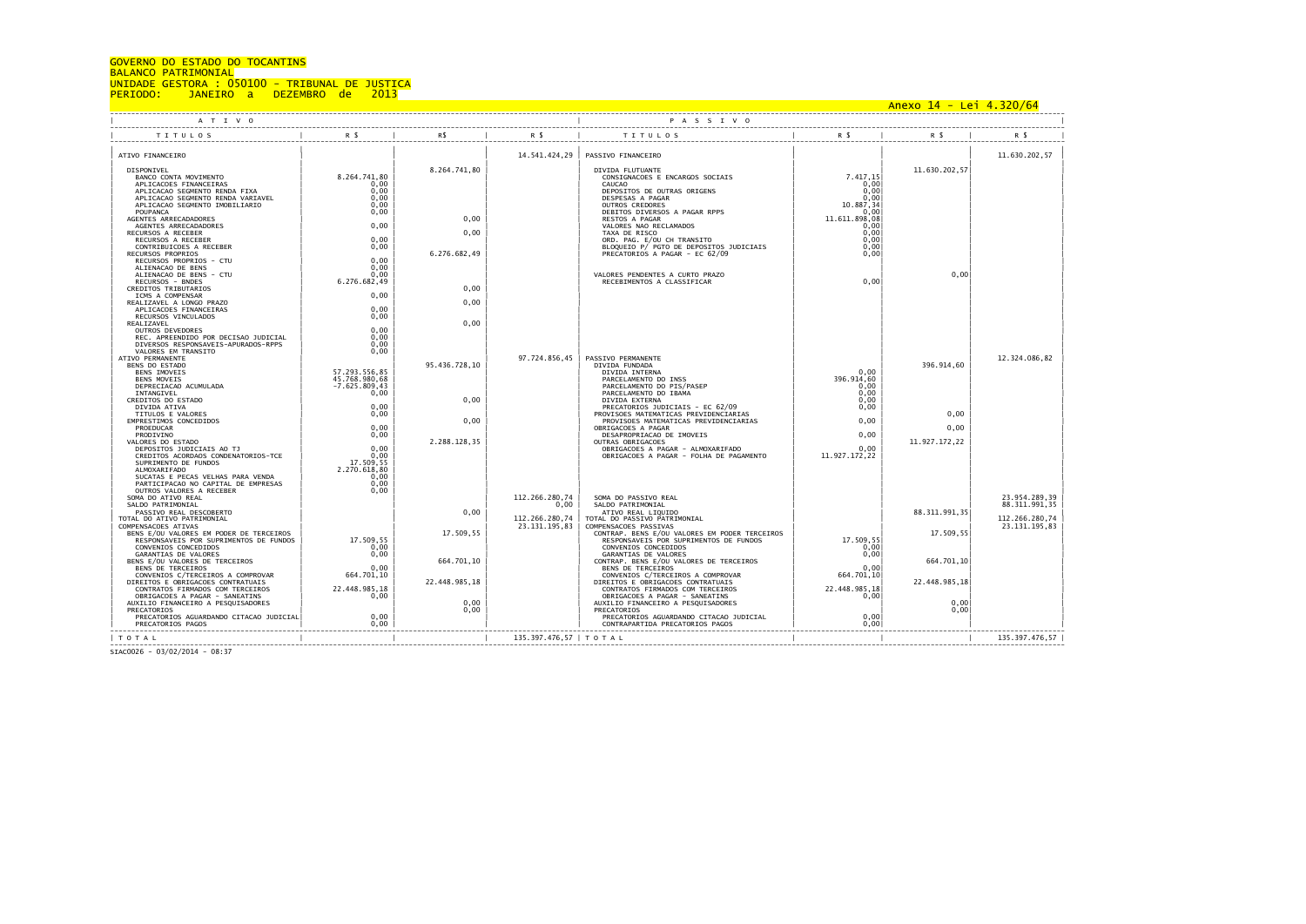GOVERNO DO ESTADO DO TOCANTINS
BALANCO PATRIMONIAL
UNIDADE GESTORA : 050100 - TRIBUNAL DE JUSTICA
PERIODO: JANEIRO a DEZEMBRO de 2013

Anexo 14 - Lei 4.320/64

| A T I V O | | | | P A S S I V O | | | |
|---|---|---|---|---|---|---|---|
| T I T U L O S | R $ | R$ | R $ | T I T U L O S | R $ | R $ | R $ |
| ATIVO FINANCEIRO | | | 14.541.424,29 | PASSIVO FINANCEIRO | | | 11.630.202,57 |
| DISPONIVEL | | 8.264.741,80 | | DIVIDA FLUTUANTE | | 11.630.202,57 | |
| BANCO CONTA MOVIMENTO | 8.264.741,80 | | | CONSIGNACOES E ENCARGOS SOCIAIS | 7.417,15 | | |
| APLICACOES FINANCEIRAS | 0,00 | | | CAUCAO | 0,00 | | |
| APLICACAO SEGMENTO RENDA FIXA | 0,00 | | | DEPOSITOS DE OUTRAS ORIGENS | 0,00 | | |
| APLICACAO SEGMENTO RENDA VARIAVEL | 0,00 | | | DESPESAS A PAGAR | 0,00 | | |
| APLICACAO SEGMENTO IMOBILIARIO | 0,00 | | | OUTROS CREDORES | 10.887,34 | | |
| POUPANCA | 0,00 | | | DEBITOS DIVERSOS A PAGAR RPPS | 0,00 | | |
| AGENTES ARRECADADORES | | 0,00 | | RESTOS A PAGAR | 11.611.898,08 | | |
| AGENTES ARRECADADORES | 0,00 | | | VALORES NAO RECLAMADOS | 0,00 | | |
| RECURSOS A RECEBER | | 0,00 | | TAXA DE RISCO | 0,00 | | |
| RECURSOS A RECEBER | 0,00 | | | ORD. PAG. E/OU CH TRANSITO | 0,00 | | |
| CONTRIBUICOES A RECEBER | 0,00 | | | BLOQUEIO P/ PGTO DE DEPOSITOS JUDICIAIS | 0,00 | | |
| RECURSOS PROPRIOS | | 6.276.682,49 | | PRECATORIOS A PAGAR - EC 62/09 | 0,00 | | |
| RECURSOS PROPRIOS - CTU | 0,00 | | | | | | |
| ALIENACAO DE BENS | 0,00 | | | | | | |
| ALIENACAO DE BENS - CTU | 0,00 | | | VALORES PENDENTES A CURTO PRAZO | | 0,00 | |
| RECURSOS - BNDES | 6.276.682,49 | | | RECEBIMENTOS A CLASSIFICAR | 0,00 | | |
| CREDITOS TRIBUTARIOS | | 0,00 | | | | | |
| ICMS A COMPENSAR | 0,00 | | | | | | |
| REALIZAVEL A LONGO PRAZO | | 0,00 | | | | | |
| APLICACOES FINANCEIRAS | 0,00 | | | | | | |
| RECURSOS VINCULADOS | 0,00 | | | | | | |
| REALIZAVEL | | 0,00 | | | | | |
| OUTROS DEVEDORES | 0,00 | | | | | | |
| REC. APREENDIDO POR DECISAO JUDICIAL | 0,00 | | | | | | |
| DIVERSOS RESPONSAVEIS-APURADOS-RPPS | 0,00 | | | | | | |
| VALORES EM TRANSITO | 0,00 | | | | | | |
| ATIVO PERMANENTE | | | 97.724.856,45 | PASSIVO PERMANENTE | | | 12.324.086,82 |
| BENS DO ESTADO | | 95.436.728,10 | | DIVIDA FUNDADA | | 396.914,60 | |
| BENS IMOVEIS | 57.293.556,85 | | | DIVIDA INTERNA | 0,00 | | |
| BENS MOVEIS | 45.768.980,68 | | | PARCELAMENTO DO INSS | 396.914,60 | | |
| DEPRECIACAO ACUMULADA | -7.625.809,43 | | | PARCELAMENTO DO PIS/PASEP | 0,00 | | |
| INTANGIVEL | 0,00 | | | PARCELAMENTO DO IBAMA | 0,00 | | |
| CREDITOS DO ESTADO | | 0,00 | | DIVIDA EXTERNA | 0,00 | | |
| DIVIDA ATIVA | 0,00 | | | PRECATORIOS JUDICIAIS - EC 62/09 | 0,00 | | |
| TITULOS E VALORES | 0,00 | | | PROVISOES MATEMATICAS PREVIDENCIARIAS | | 0,00 | |
| EMPRESTIMOS CONCEDIDOS | | 0,00 | | PROVISOES MATEMATICAS PREVIDENCIARIAS | 0,00 | | |
| PROEDUCAR | 0,00 | | | OBRIGACOES A PAGAR | | 0,00 | |
| PRODIVINO | 0,00 | | | DESAPROPRIACAO DE IMOVEIS | 0,00 | | |
| VALORES DO ESTADO | | 2.288.128,35 | | OUTRAS OBRIGACOES | | 11.927.172,22 | |
| DEPOSITOS JUDICIAIS AO TJ | 0,00 | | | OBRIGACOES A PAGAR - ALMOXARIFADO | 0,00 | | |
| CREDITOS ACORDAOS CONDENATORIOS-TCE | 0,00 | | | OBRIGACOES A PAGAR - FOLHA DE PAGAMENTO | 11.927.172,22 | | |
| SUPRIMENTO DE FUNDOS | 17.509,55 | | | | | | |
| ALMOXARIFADO | 2.270.618,80 | | | | | | |
| SUCATAS E PECAS VELHAS PARA VENDA | 0,00 | | | | | | |
| PARTICIPACAO NO CAPITAL DE EMPRESAS | 0,00 | | | | | | |
| OUTROS VALORES A RECEBER | 0,00 | | | | | | |
| SOMA DO ATIVO REAL | | | 112.266.280,74 | SOMA DO PASSIVO REAL | | | 23.954.289,39 |
| SALDO PATRIMONIAL | | | 0,00 | SALDO PATRIMONIAL | | | 88.311.991,35 |
| PASSIVO REAL DESCOBERTO | | 0,00 | | ATIVO REAL LIQUIDO | | 88.311.991,35 | |
| TOTAL DO ATIVO PATRIMONIAL | | | 112.266.280,74 | TOTAL DO PASSIVO PATRIMONIAL | | | 112.266.280,74 |
| COMPENSACOES ATIVAS | | | 23.131.195,83 | COMPENSACOES PASSIVAS | | | 23.131.195,83 |
| BENS E/OU VALORES EM PODER DE TERCEIROS | | 17.509,55 | | CONTRAP. BENS E/OU VALORES EM PODER TERCEIROS | | 17.509,55 | |
| RESPONSAVEIS POR SUPRIMENTOS DE FUNDOS | 17.509,55 | | | RESPONSAVEIS POR SUPRIMENTOS DE FUNDOS | 17.509,55 | | |
| CONVENIOS CONCEDIDOS | 0,00 | | | CONVENIOS CONCEDIDOS | 0,00 | | |
| GARANTIAS DE VALORES | 0,00 | | | GARANTIAS DE VALORES | 0,00 | | |
| BENS E/OU VALORES DE TERCEIROS | | 664.701,10 | | CONTRAP. BENS E/OU VALORES DE TERCEIROS | | 664.701,10 | |
| BENS DE TERCEIROS | 0,00 | | | BENS DE TERCEIROS | 0,00 | | |
| CONVENIOS C/TERCEIROS A COMPROVAR | 664.701,10 | | | CONVENIOS C/TERCEIROS A COMPROVAR | 664.701,10 | | |
| DIREITOS E OBRIGACOES CONTRATUAIS | | 22.448.985,18 | | DIREITOS E OBRIGACOES CONTRATUAIS | | 22.448.985,18 | |
| CONTRATOS FIRMADOS COM TERCEIROS | 22.448.985,18 | | | CONTRATOS FIRMADOS COM TERCEIROS | 22.448.985,18 | | |
| OBRIGACOES A PAGAR - SANEATINS | 0,00 | | | OBRIGACOES A PAGAR - SANEATINS | 0,00 | | |
| AUXILIO FINANCEIRO A PESQUISADORES | | 0,00 | | AUXILIO FINANCEIRO A PESQUISADORES | | 0,00 | |
| PRECATORIOS | | 0,00 | | PRECATORIOS | | 0,00 | |
| PRECATORIOS AGUARDANDO CITACAO JUDICIAL | 0,00 | | | PRECATORIOS AGUARDANDO CITACAO JUDICIAL | 0,00 | | |
| PRECATORIOS PAGOS | 0,00 | | | CONTRAPARTIDA PRECATORIOS PAGOS | 0,00 | | |
| T O T A L | | | 135.397.476,57 | T O T A L | | | 135.397.476,57 |

SIAC0026 - 03/02/2014 - 08:37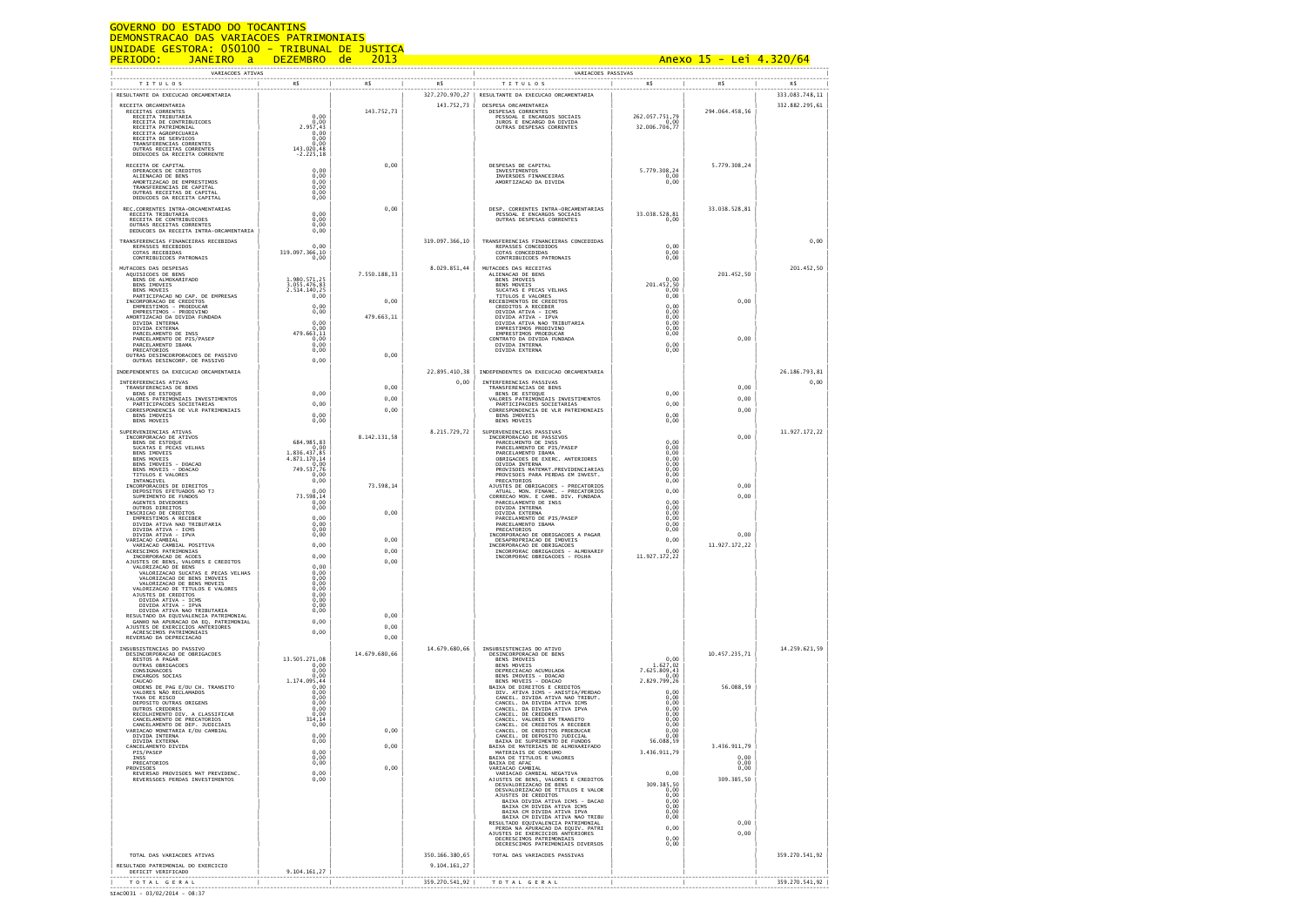GOVERNO DO ESTADO DO TOCANTINS
DEMONSTRACAO DAS VARIACOES PATRIMONIAIS
UNIDADE GESTORA: 050100 - TRIBUNAL DE JUSTICA
PERIODO: JANEIRO a DEZEMBRO de 2013

Anexo 15 - Lei 4.320/64

## VARIACOES ATIVAS

| T I T U L O S | R$ | R$ | R$ |
|---|---|---|---|
| RESULTANTE DA EXECUCAO ORCAMENTARIA | | | 327.270.970,27 |
| RECEITA ORCAMENTARIA | | | 143.752,73 |
| RECEITAS CORRENTES | | 143.752,73 | |
| RECEITA TRIBUTARIA | 0,00 | | |
| RECEITA DE CONTRIBUICOES | 0,00 | | |
| RECEITA PATRIMONIAL | 2.957,43 | | |
| RECEITA AGROPECUARIA | 0,00 | | |
| RECEITA DE SERVICOS | 0,00 | | |
| TRANSFERENCIAS CORRENTES | 0,00 | | |
| OUTRAS RECEITAS CORRENTES | 143.020,48 | | |
| DEDUCOES DA RECEITA CORRENTE | -2.225,18 | | |
| RECEITA DE CAPITAL | | 0,00 | |
| OPERACOES DE CREDITOS | 0,00 | | |
| ALIENACAO DE BENS | 0,00 | | |
| AMORTIZACAO DE EMPRESTIMOS | 0,00 | | |
| TRANSFERENCIAS DE CAPITAL | 0,00 | | |
| OUTRAS RECEITAS DE CAPITAL | 0,00 | | |
| DEDUCOES DA RECEITA CAPITAL | 0,00 | | |
| REC.CORRENTES INTRA-ORCAMENTARIAS | | 0,00 | |
| RECEITA TRIBUTARIA | 0,00 | | |
| RECEITA DE CONTRIBUICOES | 0,00 | | |
| OUTRAS RECEITAS CORRENTES | 0,00 | | |
| DEDUCOES DA RECEITA INTRA-ORCAMENTARIA | 0,00 | | |
| TRANSFERENCIAS FINANCEIRAS RECEBIDAS | | | 319.097.366,10 |
| REPASSES RECEBIDOS | 0,00 | | |
| COTAS RECEBIDAS | 319.097.366,10 | | |
| CONTRIBUICOES PATRONAIS | 0,00 | | |
| MUTACOES DAS DESPESAS | | | 8.029.851,44 |
| AQUISICOES DE BENS | | 7.550.188,33 | |
| BENS DE ALMOXARIFADO | 1.980.571,25 | | |
| BENS IMOVEIS | 3.055.476,83 | | |
| BENS MOVEIS | 2.514.140,25 | | |
| PARTICIPACAO NO CAP. DE EMPRESAS | 0,00 | | |
| INCORPORACAO DE CREDITOS | | 0,00 | |
| EMPRESTIMOS - PROEDUCAR | 0,00 | | |
| EMPRESTIMOS - PRODIVINO | 0,00 | | |
| AMORTIZACAO DA DIVIDA FUNDADA | | 479.663,11 | |
| DIVIDA INTERNA | 0,00 | | |
| DIVIDA EXTERNA | 0,00 | | |
| PARCELAMENTO DE INSS | 479.663,11 | | |
| PARCELAMENTO DE PIS/PASEP | 0,00 | | |
| PARCELAMENTO IBAMA | 0,00 | | |
| PRECATORIOS | 0,00 | | |
| OUTRAS DESINCORPORACOES DE PASSIVO | | 0,00 | |
| OUTRAS DESINCORP. DE PASSIVO | 0,00 | | |
| INDEPENDENTES DA EXECUCAO ORCAMENTARIA | | | 22.895.410,38 |
| INTERFERENCIAS ATIVAS | | | 0,00 |
| TRANSFERENCIAS DE BENS | | 0,00 | |
| BENS DE ESTOQUE | 0,00 | | |
| VALORES PATRIMONIAIS INVESTIMENTOS | | 0,00 | |
| PARTICIPACOES SOCIETARIAS | 0,00 | | |
| CORRESPONDENCIA DE VLR PATRIMONIAIS | | 0,00 | |
| BENS IMOVEIS | 0,00 | | |
| BENS MOVEIS | 0,00 | | |
| SUPERVENIENCIAS ATIVAS | | | 8.215.729,72 |
| INCORPORACAO DE ATIVOS | | 8.142.131,58 | |
| BENS DE ESTOQUE | 684.985,83 | | |
| SUCATAS E PECAS VELHAS | 0,00 | | |
| BENS IMOVEIS | 1.836.437,85 | | |
| BENS MOVEIS | 4.871.170,14 | | |
| BENS IMOVEIS - DOACAO | 0,00 | | |
| BENS MOVEIS - DOACAO | 749.537,76 | | |
| TITULOS E VALORES | 0,00 | | |
| INTANGIVEL | 0,00 | | |
| INCORPORACOES DE DIREITOS | | 73.598,14 | |
| DEPOSITOS EFETUADOS AO TJ | 0,00 | | |
| SUPRIMENTO DE FUNDOS | 73.598,14 | | |
| AGENTES DEVEDORES | 0,00 | | |
| OUTROS DIREITOS | 0,00 | | |
| INSCRICAO DE CREDITOS | | 0,00 | |
| EMPRESTIMOS A RECEBER | 0,00 | | |
| DIVIDA ATIVA NAO TRIBUTARIA | 0,00 | | |
| DIVIDA ATIVA - ICMS | 0,00 | | |
| DIVIDA ATIVA - IPVA | 0,00 | | |
| VARIACAO CAMBIAL | | 0,00 | |
| VARIACAO CAMBIAL POSITIVA | 0,00 | | |
| ACRESCIMOS PATRIMONIAIS | | 0,00 | |
| INCORPORACAO DE ACOES | 0,00 | | |
| AJUSTES DE BENS, VALORES E CREDITOS | | 0,00 | |
| VALORIZACAO DE BENS | 0,00 | | |
| VALORIZACAO SUCATAS E PECAS VELHAS | 0,00 | | |
| VALORIZACAO DE BENS IMOVEIS | 0,00 | | |
| VALORIZACAO DE BENS MOVEIS | 0,00 | | |
| VALORIZACAO DE TITULOS E VALORES | 0,00 | | |
| AJUSTES DE CREDITOS | 0,00 | | |
| DIVIDA ATIVA - ICMS | 0,00 | | |
| DIVIDA ATIVA - IPVA | 0,00 | | |
| DIVIDA ATIVA NAO TRIBUTARIA | 0,00 | | |
| RESULTADO DA EQUIVALENCIA PATRIMONIAL | | 0,00 | |
| GANHO NA APURACAO DA EQ. PATRIMONIAL | 0,00 | | |
| AJUSTES DE EXERCICIOS ANTERIORES | | 0,00 | |
| ACRESCIMOS PATRIMONIAIS | 0,00 | | |
| REVERSAO DA DEPRECIACAO | | 0,00 | |
| INSUBSISTENCIAS DO PASSIVO | | | 14.679.680,66 |
| DESINCORPORACAO DE OBRIGACOES | | 14.679.680,66 | |
| RESTOS A PAGAR | 13.505.271,08 | | |
| OUTRAS OBRIGACOES | 0,00 | | |
| CONSIGNACOES | 0,00 | | |
| ENCARGOS SOCIAS | 0,00 | | |
| CAUCAO | 1.174.095,44 | | |
| ORDENS DE PAG E/OU CH. TRANSITO | 0,00 | | |
| VALORES NAO RECLAMADOS | 0,00 | | |
| TAXA DE RISCO | 0,00 | | |
| DEPOSITO OUTRAS ORIGENS | 0,00 | | |
| OUTROS CREDORES | 0,00 | | |
| RECOLHIMENTO DIV. A CLASSIFICAR | 0,00 | | |
| CANCELAMENTO DE PRECATORIOS | 314,14 | | |
| CANCELAMENTO DE DEP. JUDICIAIS | 0,00 | | |
| VARIACAO MONETARIA E/OU CAMBIAL | | 0,00 | |
| DIVIDA INTERNA | 0,00 | | |
| DIVIDA EXTERNA | 0,00 | | |
| CANCELAMENTO DIVIDA | | 0,00 | |
| PIS/PASEP | 0,00 | | |
| INSS | 0,00 | | |
| PRECATORIOS | 0,00 | | |
| PROVISOES | | 0,00 | |
| REVERSAO PROVISOES MAT PREVIDENC. | 0,00 | | |
| REVERSSOES PERDAS INVESTIMENTOS | 0,00 | | |
| TOTAL DAS VARIACOES ATIVAS | | | 350.166.380,65 |
| RESULTADO PATRIMONIAL DO EXERCICIO | | | 9.104.161,27 |
| DEFICIT VERIFICADO | 9.104.161,27 | | |
| T O T A L G E R A L | | | 359.270.541,92 |

## VARIACOES PASSIVAS

| T I T U L O S | R$ | R$ | R$ |
|---|---|---|---|
| RESULTANTE DA EXECUCAO ORCAMENTARIA | | | 333.083.748,11 |
| DESPESA ORCAMENTARIA | | | 332.882.295,61 |
| DESPESAS CORRENTES | | 294.064.458,56 | |
| PESSOAL E ENCARGOS SOCIAIS | 262.057.751,79 | | |
| JUROS E ENCARGO DA DIVIDA | 0,00 | | |
| OUTRAS DESPESAS CORRENTES | 32.006.706,77 | | |
| DESPESAS DE CAPITAL | | 5.779.308,24 | |
| INVESTIMENTOS | 5.779.308,24 | | |
| INVERSOES FINANCEIRAS | 0,00 | | |
| AMORTIZACAO DA DIVIDA | 0,00 | | |
| DESP. CORRENTES INTRA-ORCAMENTARIAS | | 33.038.528,81 | |
| PESSOAL E ENCARGOS SOCIAIS | 33.038.528,81 | | |
| OUTRAS DESPESAS CORRENTES | 0,00 | | |
| TRANSFERENCIAS FINANCEIRAS CONCEDIDAS | | | 0,00 |
| REPASSES CONCEDIDOS | 0,00 | | |
| COTAS CONCEDIDAS | 0,00 | | |
| CONTRIBUICOES PATRONAIS | 0,00 | | |
| MUTACOES DAS RECEITAS | | | 201.452,50 |
| ALIENACAO DE BENS | | 201.452,50 | |
| BENS IMOVEIS | 0,00 | | |
| BENS MOVEIS | 201.452,50 | | |
| SUCATAS E PECAS VELHAS | 0,00 | | |
| TITULOS E VALORES | 0,00 | | |
| RECEBIMENTOS DE CREDITOS | | 0,00 | |
| CREDITOS A RECEBER | 0,00 | | |
| DIVIDA ATIVA - ICMS | 0,00 | | |
| DIVIDA ATIVA - IPVA | 0,00 | | |
| DIVIDA ATIVA NAO TRIBUTARIA | 0,00 | | |
| EMPRESTIMOS PRODIVINO | 0,00 | | |
| EMPRESTIMOS PROEDUCAR | 0,00 | | |
| CONTRATO DA DIVIDA FUNDADA | | 0,00 | |
| DIVIDA INTERNA | 0,00 | | |
| DIVIDA EXTERNA | 0,00 | | |
| INDEPENDENTES DA EXECUCAO ORCAMENTARIA | | | 26.186.793,81 |
| INTERFERENCIAS PASSIVAS | | | 0,00 |
| TRANSFERENCIAS DE BENS | | 0,00 | |
| BENS DE ESTOQUE | 0,00 | | |
| VALORES PATRIMONIAIS INVESTIMENTOS | | 0,00 | |
| PARTICIPACOES SOCIETARIAS | 0,00 | | |
| CORRESPONDENCIA DE VLR PATRIMONIAIS | | 0,00 | |
| BENS IMOVEIS | 0,00 | | |
| BENS MOVEIS | 0,00 | | |
| SUPERVENIENCIAS PASSIVAS | | | 11.927.172,22 |
| INCORPORACAO DE PASSIVOS | | 0,00 | |
| PARCELAMENTO DE INSS | 0,00 | | |
| PARCELAMENTO DE PIS/PASEP | 0,00 | | |
| PARCELAMENTO IBAMA | 0,00 | | |
| OBRIGACOES DE EXERC. ANTERIORES | 0,00 | | |
| DIVIDA INTERNA | 0,00 | | |
| PROVISOES MATEMAT.PREVIDENCIARIAS | 0,00 | | |
| PROVISOES PARA PERDAS EM INVEST. | 0,00 | | |
| PRECATORIOS | 0,00 | | |
| AJUSTES DE OBRIGACOES - PRECATORIOS | | 0,00 | |
| ATUAL. MON. FINANC. - PRECATORIOS | 0,00 | | |
| CORRECAO MON. E CAMB. DIV. FUNDADA | | 0,00 | |
| PARCELAMENTO DE INSS | 0,00 | | |
| DIVIDA INTERNA | 0,00 | | |
| DIVIDA EXTERNA | 0,00 | | |
| PARCELAMENTO DE PIS/PASEP | 0,00 | | |
| PARCELAMENTO IBAMA | 0,00 | | |
| PRECATORIOS | 0,00 | | |
| INCORPORACAO DE OBRIGACOES A PAGAR | | 0,00 | |
| DESAPROPRIACAO DE IMOVEIS | 0,00 | | |
| INCORPORACAO DE OBRIGACOES | | 11.927.172,22 | |
| INCORPORAC OBRIGACOES - ALMOXARIF | 0,00 | | |
| INCORPORAC OBRIGACOES - FOLHA | 11.927.172,22 | | |
| INSUBSISTENCIAS DO ATIVO | | | 14.259.621,59 |
| DESINCORPORACAO DE BENS | | 10.457.235,71 | |
| BENS IMOVEIS | 0,00 | | |
| BENS MOVEIS | 1.627,02 | | |
| DEPRECIACAO ACUMULADA | 7.625.809,43 | | |
| BENS IMOVEIS - DOACAO | 0,00 | | |
| BENS MOVEIS - DOACAO | 2.829.799,26 | | |
| BAIXA DE DIREITOS E CREDITOS | | 56.088,59 | |
| DIV. ATIVA ICMS - ANISTIA/PERDAO | 0,00 | | |
| CANCEL. DIVIDA ATIVA NAO TRIBUT. | 0,00 | | |
| CANCEL. DA DIVIDA ATIVA ICMS | 0,00 | | |
| CANCEL. DA DIVIDA ATIVA IPVA | 0,00 | | |
| CANCEL. DE CREDORES | 0,00 | | |
| CANCEL. VALORES EM TRANSITO | 0,00 | | |
| CANCEL. DE CREDITOS A RECEBER | 0,00 | | |
| CANCEL. DE CREDITOS PROEDUCAR | 0,00 | | |
| CANCEL. DE DEPOSITO JUDICIAL | 0,00 | | |
| BAIXA DE SUPRIMENTO DE FUNDOS | 56.088,59 | | |
| BAIXA DE MATERIAIS DE ALMOXARIFADO | | 3.436.911,79 | |
| MATERIAIS DE CONSUMO | 3.436.911,79 | | |
| BAIXA DE TITULOS E VALORES | | 0,00 | |
| BAIXA DE AFAC | | 0,00 | |
| VARIACAO CAMBIAL | | 0,00 | |
| VARIACAO CAMBIAL NEGATIVA | 0,00 | | |
| AJUSTES DE BENS, VALORES E CREDITOS | | 309.385,50 | |
| DESVALORIZACAO DE BENS | 309.385,50 | | |
| DESVALORIZACAO DE TITULOS E VALOR | 0,00 | | |
| AJUSTES DE CREDITOS | 0,00 | | |
| BAIXA DIVIDA ATIVA ICMS - DACAO | 0,00 | | |
| BAIXA CM DIVIDA ATIVA ICMS | 0,00 | | |
| BAIXA CM DIVIDA ATIVA IPVA | 0,00 | | |
| BAIXA CM DIVIDA ATIVA NAO TRIBU | 0,00 | | |
| RESULTADO EQUIVALENCIA PATRIMONIAL | | 0,00 | |
| PERDA NA APURACAO DA EQUIV. PATRI | 0,00 | | |
| AJUSTES DE EXERCICIOS ANTERIORES | | 0,00 | |
| DECRESCIMOS PATRIMONIAIS | 0,00 | | |
| DECRESCIMOS PATRIMONIAIS DIVERSOS | 0,00 | | |
| TOTAL DAS VARIACOES PASSIVAS | | | 359.270.541,92 |
| T O T A L G E R A L | | | 359.270.541,92 |

SIAC0031 - 03/02/2014 - 08:37